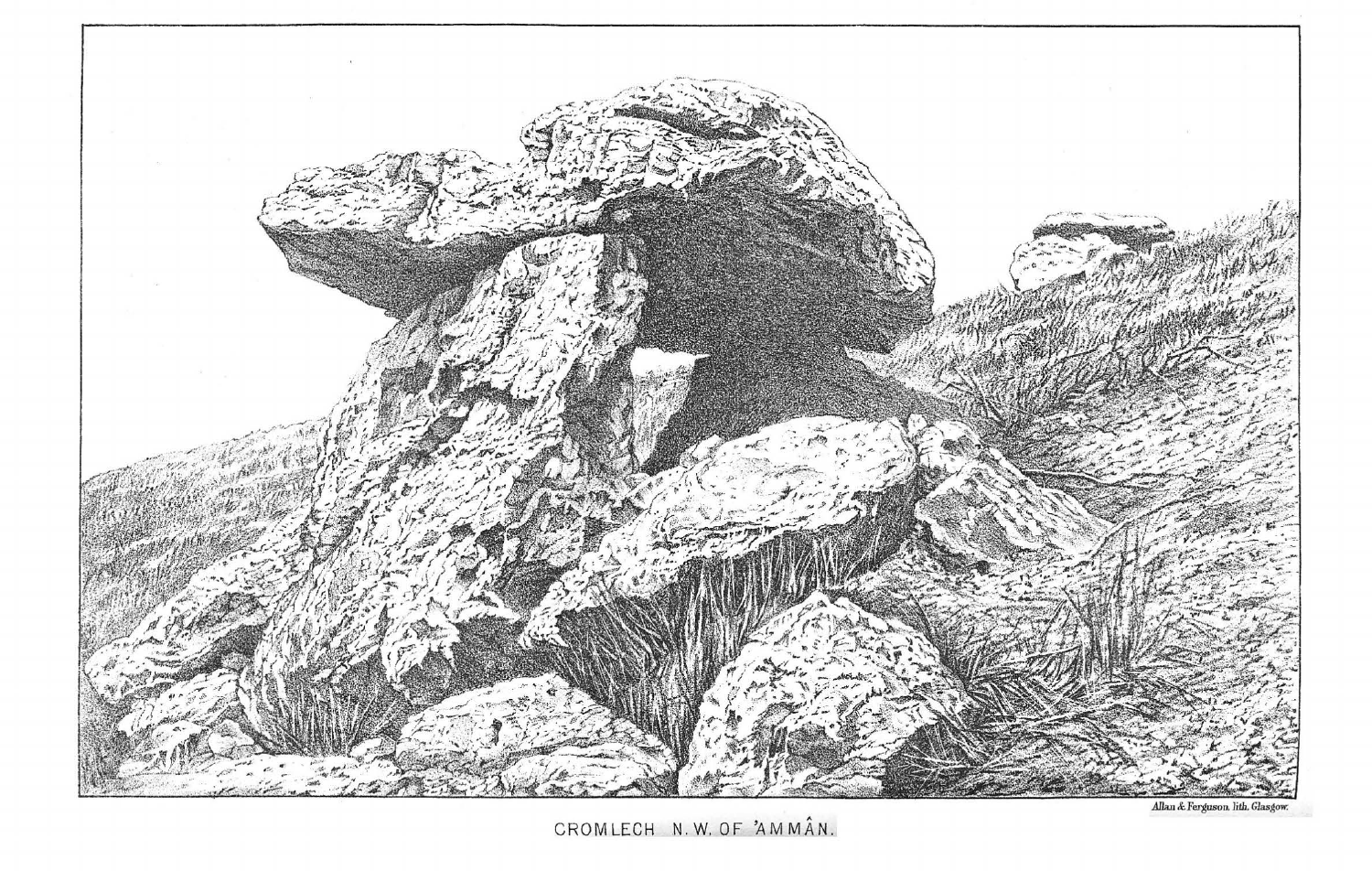CROMLECH N.W. OF 'AMMÂN.

Allan & Ferguson, lith. Glasgow.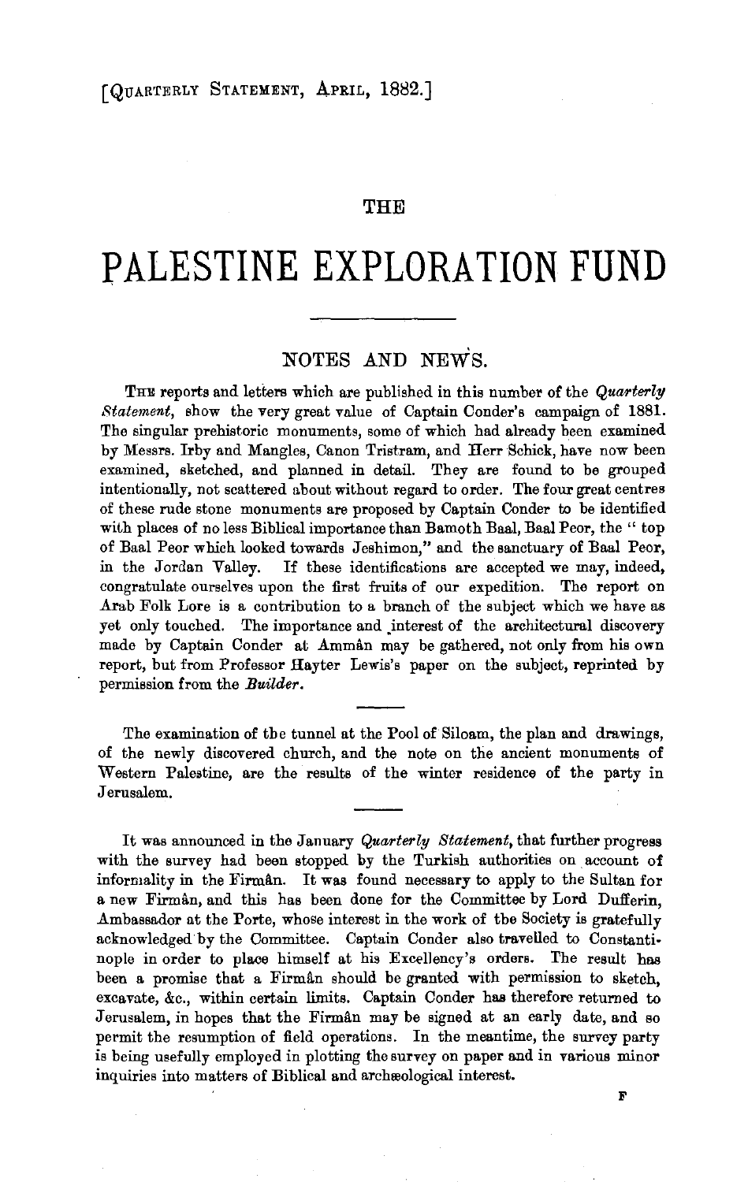[QUARTERLY STATEMENT, APRIL, 1882.]

THE

# PALESTINE EXPLORATION FUND

## NOTES AND NEWS.

THE reports and letters which are published in this number of the *Quarterly Statement*, show the very great value of Captain Conder's campaign of 1881. The singular prehistoric monuments, some of which had already been examined by Messrs. Irby and Mangles, Canon Tristram, and Herr Schick, have now been examined, sketched, and planned in detail. They are found to be grouped intentionally, not scattered about without regard to order. The four great centres of these rude stone monuments are proposed by Captain Conder to be identified with places of no less Biblical importance than Bamoth Baal, Baal Peor, the "top of Baal Peor which looked towards Jeshimon," and the sanctuary of Baal Peor, in the Jordan Valley. If these identifications are accepted we may, indeed, congratulate ourselves upon the first fruits of our expedition. The report on Arab Folk Lore is a contribution to a branch of the subject which we have as yet only touched. The importance and interest of the architectural discovery made by Captain Conder at Ammân may be gathered, not only from his own report, but from Professor Hayter Lewis's paper on the subject, reprinted by permission from the *Builder*.

The examination of the tunnel at the Pool of Siloam, the plan and drawings, of the newly discovered church, and the note on the ancient monuments of Western Palestine, are the results of the winter residence of the party in Jerusalem.

It was announced in the January *Quarterly Statement*, that further progress with the survey had been stopped by the Turkish authorities on account of informality in the Firmân. It was found necessary to apply to the Sultan for a new Firmân, and this has been done for the Committee by Lord Dufferin, Ambassador at the Porte, whose interest in the work of the Society is gratefully acknowledged by the Committee. Captain Conder also travelled to Constantinople in order to place himself at his Excellency's orders. The result has been a promise that a Firmân should be granted with permission to sketch, excavate, &c., within certain limits. Captain Conder has therefore returned to Jerusalem, in hopes that the Firmân may be signed at an early date, and so permit the resumption of field operations. In the meantime, the survey party is being usefully employed in plotting the survey on paper and in various minor inquiries into matters of Biblical and archæological interest.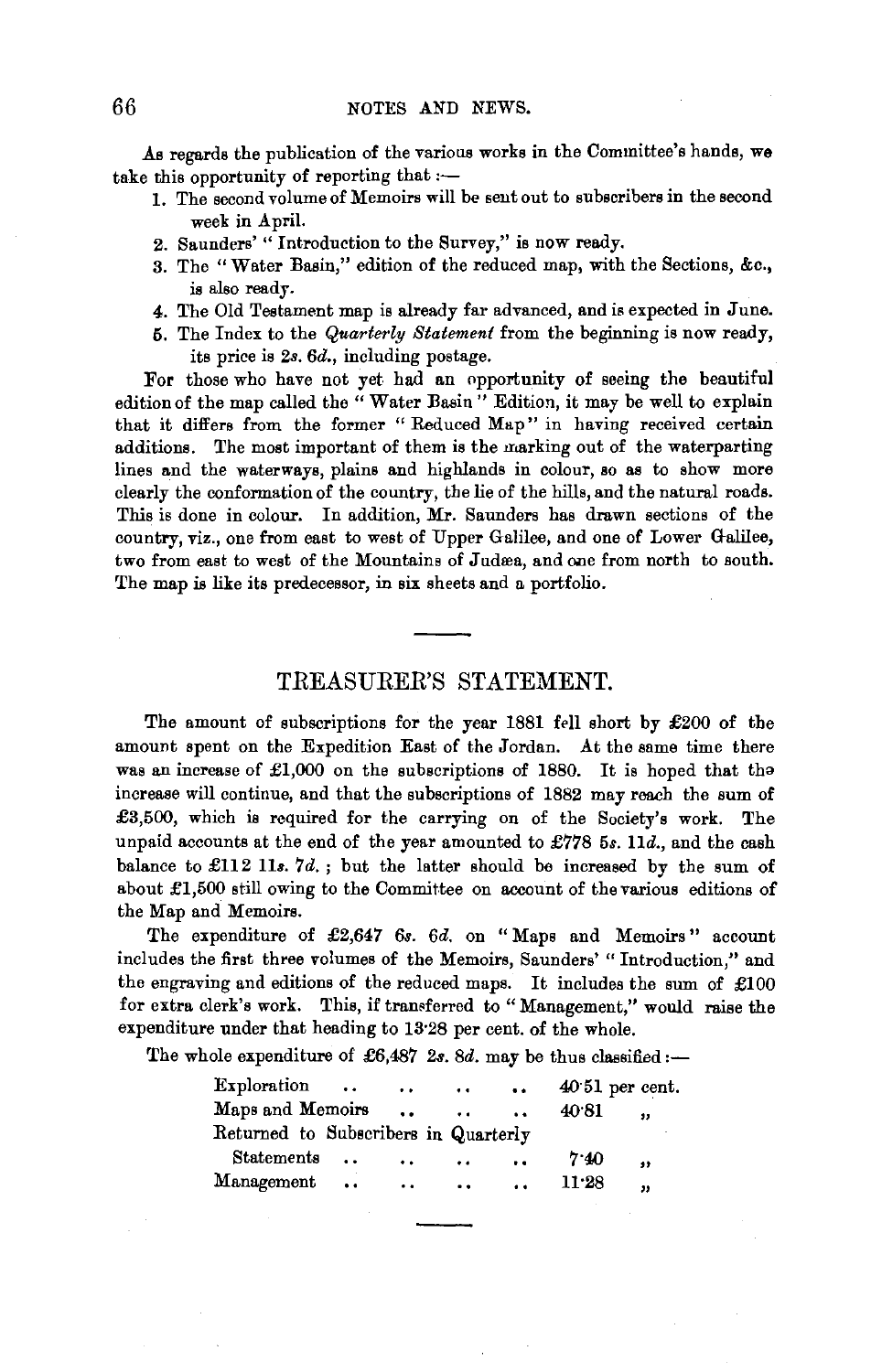As regards the publication of the various works in the Committee's hands, we take this opportunity of reporting that :—

1. The second volume of Memoirs will be sent out to subscribers in the second week in April.
2. Saunders' "Introduction to the Survey," is now ready.
3. The "Water Basin," edition of the reduced map, with the Sections, &c., is also ready.
4. The Old Testament map is already far advanced, and is expected in June.
5. The Index to the *Quarterly Statement* from the beginning is now ready, its price is 2*s*. 6*d*., including postage.

For those who have not yet had an opportunity of seeing the beautiful edition of the map called the "Water Basin" Edition, it may be well to explain that it differs from the former "Reduced Map" in having received certain additions. The most important of them is the marking out of the waterparting lines and the waterways, plains and highlands in colour, so as to show more clearly the conformation of the country, the lie of the hills, and the natural roads. This is done in colour. In addition, Mr. Saunders has drawn sections of the country, viz., one from east to west of Upper Galilee, and one of Lower Galilee, two from east to west of the Mountains of Judæa, and one from north to south. The map is like its predecessor, in six sheets and a portfolio.

## TREASURER'S STATEMENT.

The amount of subscriptions for the year 1881 fell short by £200 of the amount spent on the Expedition East of the Jordan. At the same time there was an increase of £1,000 on the subscriptions of 1880. It is hoped that the increase will continue, and that the subscriptions of 1882 may reach the sum of £3,500, which is required for the carrying on of the Society's work. The unpaid accounts at the end of the year amounted to £778 5*s*. 11*d*., and the cash balance to £112 11*s*. 7*d*.; but the latter should be increased by the sum of about £1,500 still owing to the Committee on account of the various editions of the Map and Memoirs.

The expenditure of £2,647 6*s*. 6*d*. on "Maps and Memoirs" account includes the first three volumes of the Memoirs, Saunders' "Introduction," and the engraving and editions of the reduced maps. It includes the sum of £100 for extra clerk's work. This, if transferred to "Management," would raise the expenditure under that heading to 13·28 per cent. of the whole.

The whole expenditure of £6,487 2*s*. 8*d*. may be thus classified :—

| | |
|---|---|
| Exploration .. .. .. .. | 40·51 per cent. |
| Maps and Memoirs .. .. .. | 40·81 " |
| Returned to Subscribers in Quarterly Statements .. .. .. .. | 7·40 " |
| Management .. .. .. .. | 11·28 " |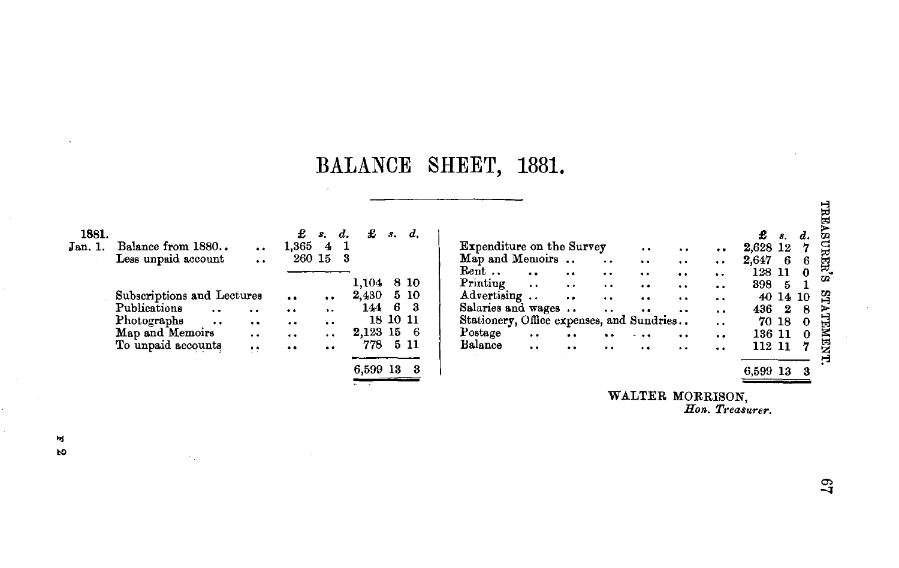# BALANCE SHEET, 1881.

| 1881. | | £ s. d. | £ s. d. |
|---|---|---|---|
| Jan. 1. | Balance from 1880.. .. | 1,365 4 1 | |
| | Less unpaid account .. | 260 15 3 | |
| | | | 1,104 8 10 |
| | Subscriptions and Lectures .. .. | | 2,430 5 10 |
| | Publications .. .. .. .. | | 144 6 3 |
| | Photographs .. .. .. .. | | 18 10 11 |
| | Map and Memoirs .. .. .. | | 2,123 15 6 |
| | To unpaid accounts .. .. .. | | 778 5 11 |
| | | | 6,599 13 3 |

| | £ s. d. |
|---|---|
| Expenditure on the Survey .. .. .. | 2,628 12 7 |
| Map and Memoirs .. .. .. .. .. | 2,647 6 6 |
| Rent .. .. .. .. .. .. .. | 128 11 0 |
| Printing .. .. .. .. .. .. | 398 5 1 |
| Advertising .. .. .. .. .. .. | 40 14 10 |
| Salaries and wages .. .. .. .. .. | 436 2 8 |
| Stationery, Office expenses, and Sundries.. .. | 70 18 0 |
| Postage .. .. .. .. .. .. | 136 11 0 |
| Balance .. .. .. .. .. .. | 112 11 7 |
| | 6,599 13 3 |

WALTER MORRISON,
*Hon. Treasurer.*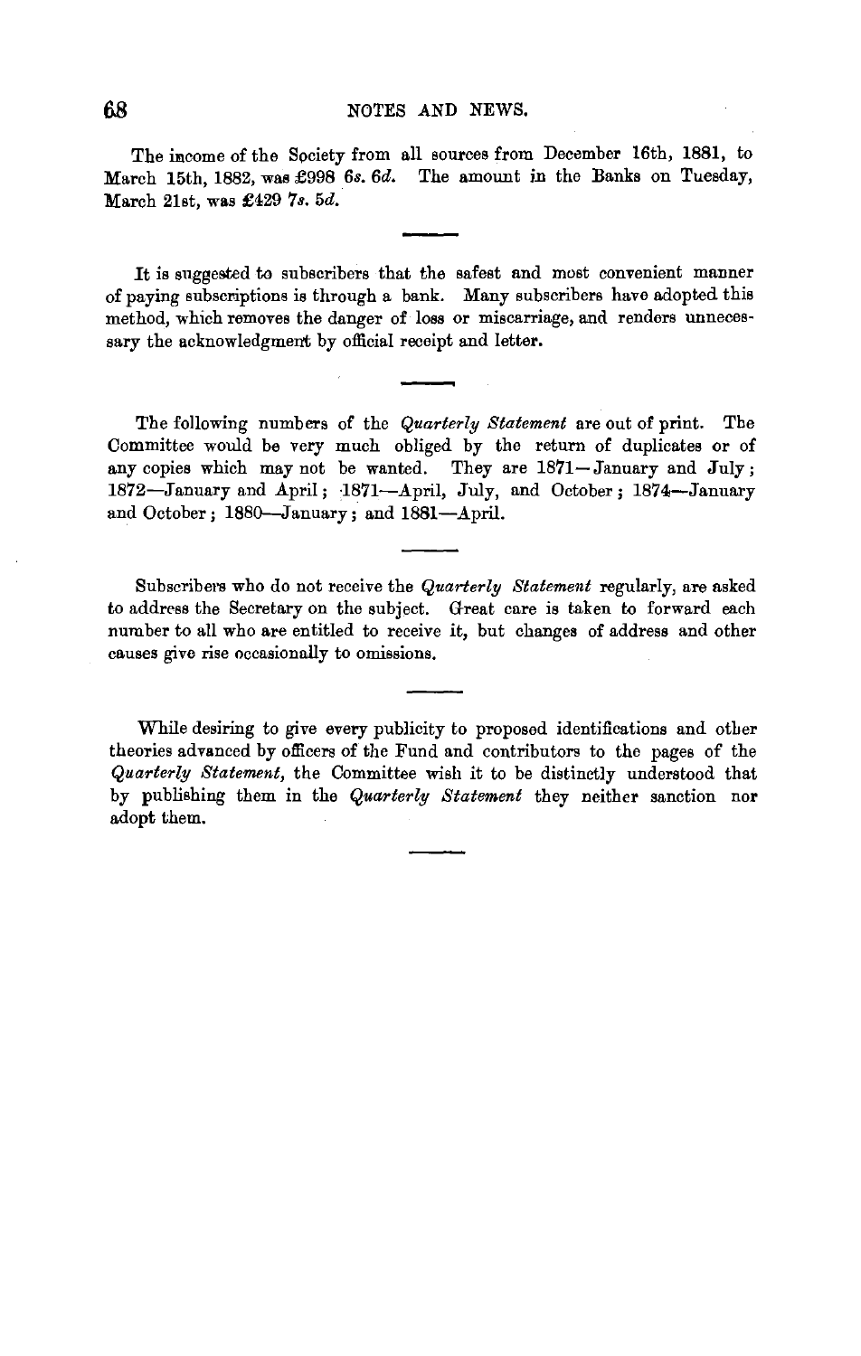The income of the Society from all sources from December 16th, 1881, to March 15th, 1882, was £998 6*s.* 6*d.* The amount in the Banks on Tuesday, March 21st, was £429 7*s.* 5*d.*

---

It is suggested to subscribers that the safest and most convenient manner of paying subscriptions is through a bank. Many subscribers have adopted this method, which removes the danger of loss or miscarriage, and renders unnecessary the acknowledgment by official receipt and letter.

---

The following numbers of the *Quarterly Statement* are out of print. The Committee would be very much obliged by the return of duplicates or of any copies which may not be wanted. They are 1871—January and July; 1872—January and April; 1871—April, July, and October; 1874—January and October; 1880—January; and 1881—April.

---

Subscribers who do not receive the *Quarterly Statement* regularly, are asked to address the Secretary on the subject. Great care is taken to forward each number to all who are entitled to receive it, but changes of address and other causes give rise occasionally to omissions.

---

While desiring to give every publicity to proposed identifications and other theories advanced by officers of the Fund and contributors to the pages of the *Quarterly Statement*, the Committee wish it to be distinctly understood that by publishing them in the *Quarterly Statement* they neither sanction nor adopt them.

---